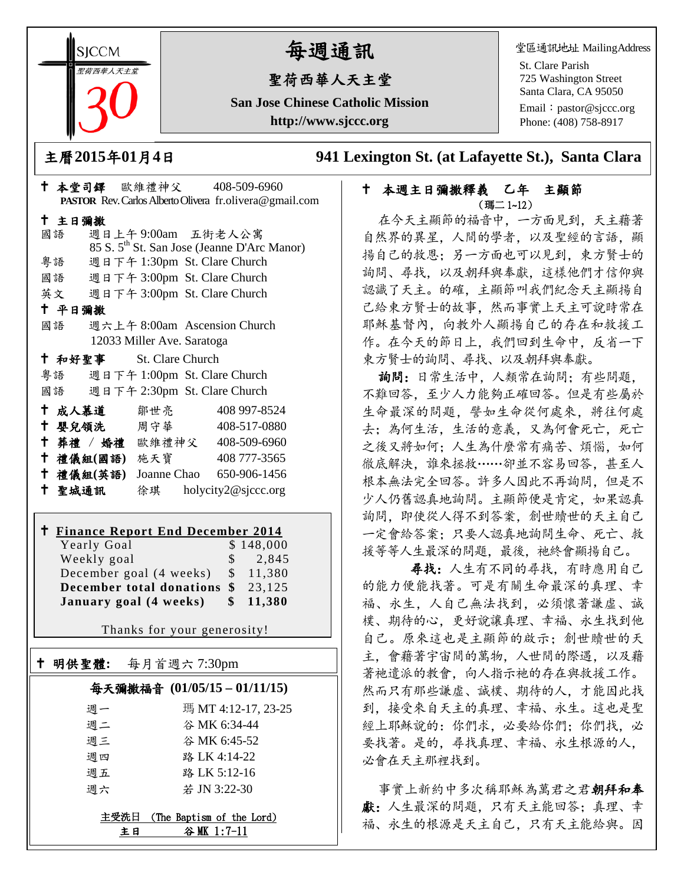SJCCM 聖荷西華人天主堂 30

# 每週通訊

## 聖荷西華人天主堂

**San Jose Chinese Catholic Mission**

**http://www.sjccc.org**

堂區通訊地址 MailingAddress

St. Clare Parish
725 Washington Street
Santa Clara, CA 95050
Email：pastor@sjccc.org
Phone: (408) 758-8917

**主曆2015年01月4日** **941 Lexington St. (at Lafayette St.), Santa Clara**

**✝ 本堂司鐸** 歐維禮神父 408-509-6960
**PASTOR** Rev. Carlos Alberto Olivera fr.olivera@gmail.com

**✝ 主日彌撒**

國語 週日上午 9:00am 五街老人公寓
85 S. 5th St. San Jose (Jeanne D'Arc Manor)
粵語 週日下午 1:30pm St. Clare Church
國語 週日下午 3:00pm St. Clare Church
英文 週日下午 3:00pm St. Clare Church

**✝ 平日彌撒**

國語 週六上午 8:00am Ascension Church
12033 Miller Ave. Saratoga

**✝ 和好聖事** St. Clare Church

粵語 週日下午 1:00pm St. Clare Church
國語 週日下午 2:30pm St. Clare Church

**✝ 成人慕道** 鄒世亮 408 997-8524
**✝ 嬰兒領洗** 周守華 408-517-0880
**✝ 葬禮 / 婚禮** 歐維禮神父 408-509-6960
**✝ 禮儀組(國語)** 施天寶 408 777-3565
**✝ 禮儀組(英語)** Joanne Chao 650-906-1456
**✝ 聖城通訊** 徐琪 holycity2@sjccc.org

**✝ Finance Report End December 2014**

| | |
|---|---|
| Yearly Goal | $ 148,000 |
| Weekly goal | $ 2,845 |
| December goal (4 weeks) | $ 11,380 |
| **December total donations** | **$ 23,125** |
| **January goal (4 weeks)** | **$ 11,380** |

Thanks for your generosity!

**✝ 明供聖體:** 每月首週六 7:30pm

**每天彌撒福音 (01/05/15 – 01/11/15)**

| | |
|---|---|
| 週一 | 瑪 MT 4:12-17, 23-25 |
| 週二 | 谷 MK 6:34-44 |
| 週三 | 谷 MK 6:45-52 |
| 週四 | 路 LK 4:14-22 |
| 週五 | 路 LK 5:12-16 |
| 週六 | 若 JN 3:22-30 |

主受洗日 (The Baptism of the Lord)
主日 谷 MK 1:7-11

**✝ 本週主日彌撒釋義 乙年 主顯節**
(瑪二 1~12)

在今天主顯節的福音中，一方面見到，天主藉著自然界的異星，人間的學者，以及聖經的言語，顯揚自己的救恩；另一方面也可以見到，東方賢士的詢問、尋找，以及朝拜與奉獻，這樣他們才信仰與認識了天主。的確，主顯節叫我們紀念天主顯揚自己給東方賢士的故事，然而事實上天主可說時常在耶穌基督內，向教外人顯揚自己的存在和救援工作。在今天的節日上，我們回到生命中，反省一下東方賢士的詢問、尋找、以及朝拜與奉獻。

**詢問：**日常生活中，人類常在詢問；有些問題，不難回答，至少人力能夠正確回答。但是有些屬於生命最深的問題，譬如生命從何處來，將往何處去；為何生活，生活的意義，又為何會死亡，死亡之後又將如何；人生為什麼常有痛苦、煩惱，如何徹底解決，誰來拯救……卻並不容易回答，甚至人根本無法完全回答。許多人因此不再詢問，但是不少人仍舊認真地詢問。主顯節便是肯定，如果認真詢問，即使從人得不到答案，創世贖世的天主自己一定會給答案；只要人認真地詢問生命、死亡、救援等等人生最深的問題，最後，祂終會顯揚自己。

**尋找：**人生有不同的尋找，有時應用自己的能力便能找著。可是有關生命最深的真理、幸福、永生，人自己無法找到，必須懷著謙虛、誠樸、期待的心，更好說讓真理、幸福、永生找到他自己。原來這也是主顯節的啟示：創世贖世的天主，會藉著宇宙間的萬物，人世間的際遇，以及藉著祂遣派的教會，向人指示祂的存在與救援工作。然而只有那些謙虛、誠樸、期待的人，才能因此找到，接受來自天主的真理、幸福、永生。這也是聖經上耶穌說的：你們求，必要給你們；你們找，必要找著。是的，尋找真理、幸福、永生根源的人，必會在天主那裡找到。

事實上新約中多次稱耶穌為萬君之君**朝拜和奉獻：**人生最深的問題，只有天主能回答；真理、幸福、永生的根源是天主自己，只有天主能給與。因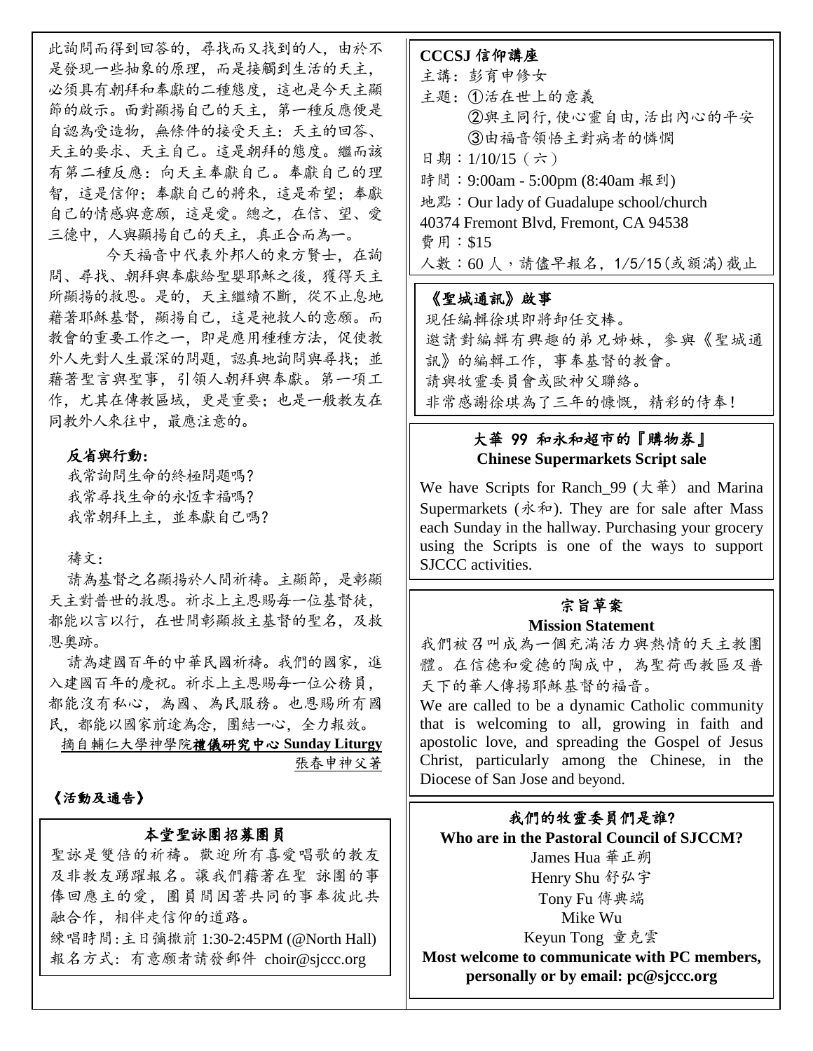此詢問而得到回答的，尋找而又找到的人，由於不是發現一些抽象的原理，而是接觸到生活的天主，必須具有朝拜和奉獻的二種態度，這也是今天主顯節的啟示。面對顯揚自己的天主，第一種反應便是自認為受造物，無條件的接受天主：天主的回答、天主的要求、天主自己。這是朝拜的態度。繼而該有第二種反應：向天主奉獻自己。奉獻自己的理智，這是信仰；奉獻自己的將來，這是希望；奉獻自己的情感與意願，這是愛。總之，在信、望、愛三德中，人與顯揚自己的天主，真正合而為一。

今天福音中代表外邦人的東方賢士，在詢問、尋找、朝拜與奉獻給聖嬰耶穌之後，獲得天主所顯揚的救恩。是的，天主繼續不斷，從不止息地藉著耶穌基督，顯揚自己，這是祂救人的意願。而教會的重要工作之一，即是應用種種方法，促使教外人先對人生最深的問題，認真地詢問與尋找；並藉著聖言與聖事，引領人朝拜與奉獻。第一項工作，尤其在傳教區域，更是重要；也是一般教友在同教外人來往中，最應注意的。

**反省與行動:**

我常詢問生命的終極問題嗎?
我常尋找生命的永恆幸福嗎?
我常朝拜上主，並奉獻自己嗎?

禱文:

請為基督之名顯揚於人間祈禱。主顯節，是彰顯天主對普世的救恩。祈求上主恩賜每一位基督徒，都能以言以行，在世間彰顯救主基督的聖名，及救恩奧跡。

請為建國百年的中華民國祈禱。我們的國家，進入建國百年的慶祝。祈求上主恩賜每一位公務員，都能沒有私心，為國、為民服務。也恩賜所有國民，都能以國家前途為念，團結一心，全力報效。

摘自輔仁大學神學院**禮儀研究中心 Sunday Liturgy**
張春申神父著

**《活動及通告》**

## 本堂聖詠團招募團員

聖詠是雙倍的祈禱。歡迎所有喜愛唱歌的教友及非教友踴躍報名。讓我們藉著在聖 詠團的事俸回應主的愛，團員間因著共同的事奉彼此共融合作，相伴走信仰的道路。
練唱時間：主日彌撒前 1:30-2:45PM (@North Hall)
報名方式: 有意願者請發郵件 choir@sjccc.org

## CCCSJ 信仰講座

主講：彭育申修女
主題：①活在世上的意義
②與主同行，使心靈自由，活出內心的平安
③由福音領悟主對病者的憐憫
日期：1/10/15（六）
時間：9:00am - 5:00pm (8:40am 報到)
地點：Our lady of Guadalupe school/church
40374 Fremont Blvd, Fremont, CA 94538
費用：$15
人數：60 人，請儘早報名，1/5/15(或額滿)截止

## 《聖城通訊》啟事

現任編輯徐琪即將卸任交棒。
邀請對編輯有興趣的弟兄姊妹，參與《聖城通訊》的編輯工作，事奉基督的教會。
請與牧靈委員會或歐神父聯絡。
非常感謝徐琪為了三年的慷慨，精彩的侍奉！

## 大華 99 和永和超市的『購物券』
**Chinese Supermarkets Script sale**

We have Scripts for Ranch_99 (大華) and Marina Supermarkets (永和). They are for sale after Mass each Sunday in the hallway. Purchasing your grocery using the Scripts is one of the ways to support SJCCC activities.

## 宗旨草案
**Mission Statement**

我們被召叫成為一個充滿活力與熱情的天主教團體。在信德和愛德的陶成中，為聖荷西教區及普天下的華人傳揚耶穌基督的福音。

We are called to be a dynamic Catholic community that is welcoming to all, growing in faith and apostolic love, and spreading the Gospel of Jesus Christ, particularly among the Chinese, in the Diocese of San Jose and beyond.

## 我們的牧靈委員們是誰?
**Who are in the Pastoral Council of SJCCM?**

James Hua 華正朔
Henry Shu 舒弘宇
Tony Fu 傅典端
Mike Wu
Keyun Tong 童克雲

**Most welcome to communicate with PC members, personally or by email: pc@sjccc.org**